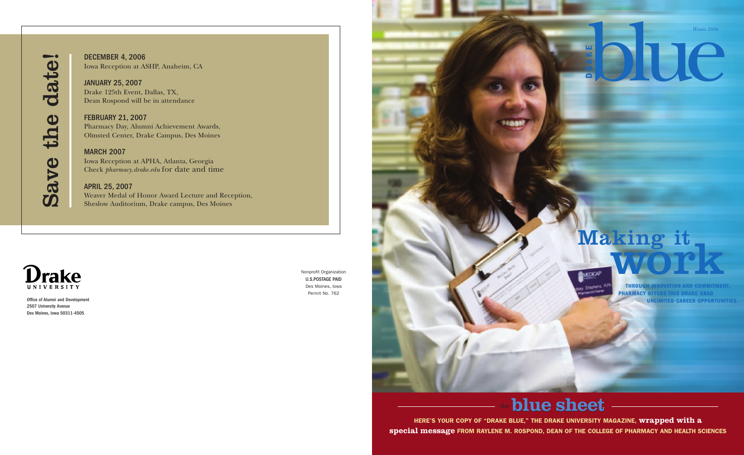# Save the date!

**DECEMBER 4, 2006**
Iowa Reception at ASHP, Anaheim, CA

**JANUARY 25, 2007**
Drake 125th Event, Dallas, TX,
Dean Rospond will be in attendance

**FEBRUARY 21, 2007**
Pharmacy Day, Alumni Achievement Awards,
Olmsted Center, Drake Campus, Des Moines

**MARCH 2007**
Iowa Reception at APHA, Atlanta, Georgia
Check *pharmacy.drake.edu* for date and time

**APRIL 25, 2007**
Weaver Medal of Honor Award Lecture and Reception,
Sheslow Auditorium, Drake campus, Des Moines

Drake UNIVERSITY

Office of Alumni and Development
2507 University Avenue
Des Moines, Iowa 50311-4505

Nonprofit Organization
U.S.POSTAGE PAID
Des Moines, Iowa
Permit No. 762

# DRAKE blue

*Winter 2006*

## Making it work

THROUGH INNOVATION AND COMMITMENT, PHARMACY OFFERS THIS DRAKE GRAD UNLIMITED CAREER OPPORTUNITIES.

## the blue sheet

HERE'S YOUR COPY OF "DRAKE BLUE," THE DRAKE UNIVERSITY MAGAZINE, **wrapped with a special message** FROM RAYLENE M. ROSPOND, DEAN OF THE COLLEGE OF PHARMACY AND HEALTH SCIENCES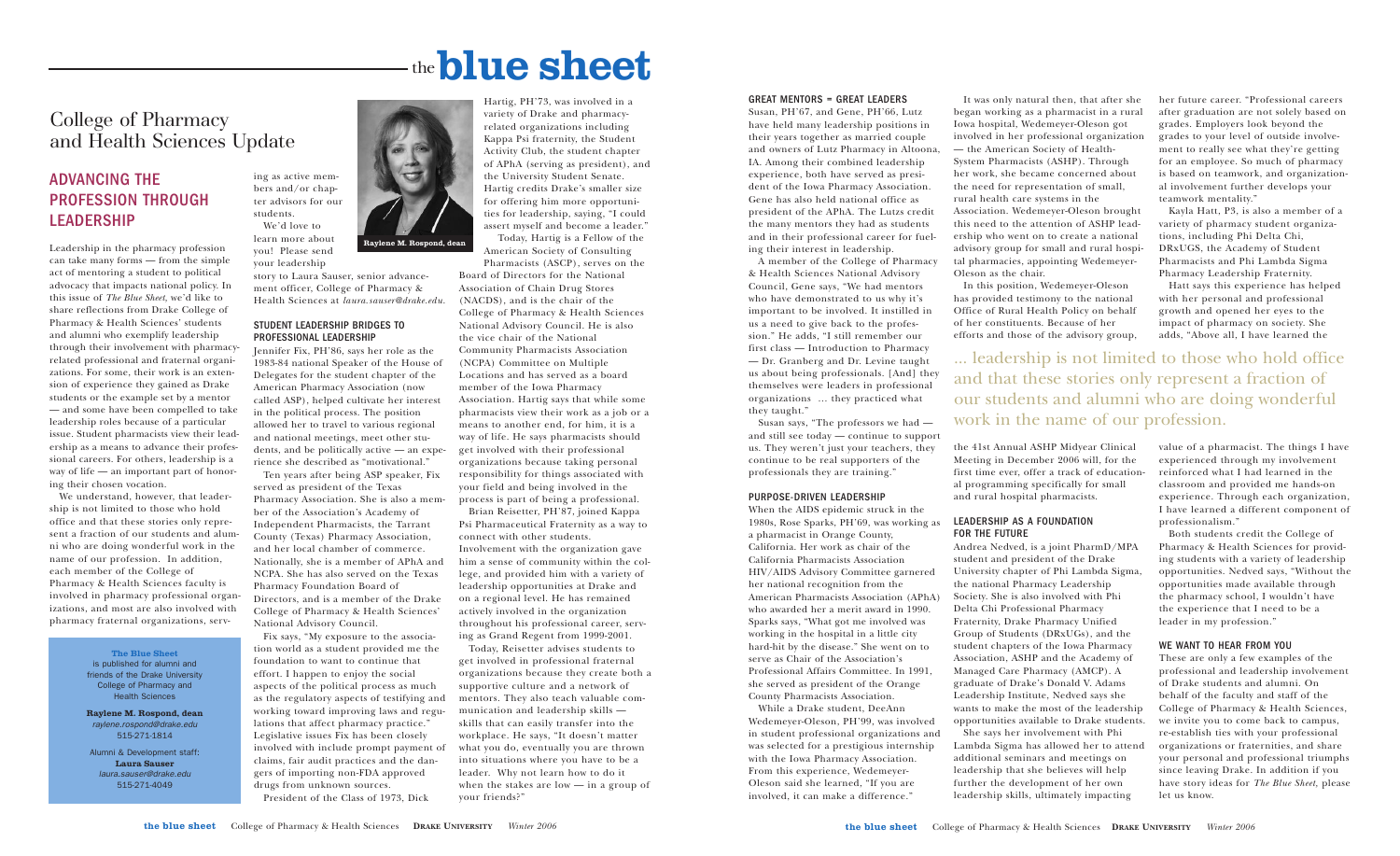# the blue sheet

## College of Pharmacy and Health Sciences Update

### ADVANCING THE PROFESSION THROUGH LEADERSHIP

Leadership in the pharmacy profession can take many forms — from the simple act of mentoring a student to political advocacy that impacts national policy. In this issue of *The Blue Sheet*, we'd like to share reflections from Drake College of Pharmacy & Health Sciences' students and alumni who exemplify leadership through their involvement with pharmacy-related professional and fraternal organizations. For some, their work is an extension of experience they gained as Drake students or the example set by a mentor — and some have been compelled to take leadership roles because of a particular issue. Student pharmacists view their leadership as a means to advance their professional careers. For others, leadership is a way of life — an important part of honoring their chosen vocation.

We understand, however, that leadership is not limited to those who hold office and that these stories only represent a fraction of our students and alumni who are doing wonderful work in the name of our profession. In addition, each member of the College of Pharmacy & Health Sciences faculty is involved in pharmacy professional organizations, and most are also involved with pharmacy fraternal organizations, serving as active members and/or chapter advisors for our students.

We'd love to learn more about you! Please send your leadership story to Laura Sauser, senior advancement officer, College of Pharmacy & Health Sciences at *laura.sauser@drake.edu*.

Raylene M. Rospond, dean

**The Blue Sheet**
is published for alumni and friends of the Drake University College of Pharmacy and Health Sciences

**Raylene M. Rospond, dean**
*raylene.rospond@drake.edu*
515-271-1814

Alumni & Development staff:
**Laura Sauser**
*laura.sauser@drake.edu*
515-271-4049

#### STUDENT LEADERSHIP BRIDGES TO PROFESSIONAL LEADERSHIP

Jennifer Fix, PH'86, says her role as the 1983-84 national Speaker of the House of Delegates for the student chapter of the American Pharmacy Association (now called ASP), helped cultivate her interest in the political process. The position allowed her to travel to various regional and national meetings, meet other students, and be politically active — an experience she described as "motivational."

Ten years after being ASP speaker, Fix served as president of the Texas Pharmacy Association. She is also a member of the Association's Academy of Independent Pharmacists, the Tarrant County (Texas) Pharmacy Association, and her local chamber of commerce. Nationally, she is a member of APhA and NCPA. She has also served on the Texas Pharmacy Foundation Board of Directors, and is a member of the Drake College of Pharmacy & Health Sciences' National Advisory Council.

Fix says, "My exposure to the association world as a student provided me the foundation to want to continue that effort. I happen to enjoy the social aspects of the political process as much as the regulatory aspects of testifying and working toward improving laws and regulations that affect pharmacy practice." Legislative issues Fix has been closely involved with include prompt payment of claims, fair audit practices and the dangers of importing non-FDA approved drugs from unknown sources.

President of the Class of 1973, Dick Hartig, PH'73, was involved in a variety of Drake and pharmacy-related organizations including Kappa Psi fraternity, the Student Activity Club, the student chapter of APhA (serving as president), and the University Student Senate. Hartig credits Drake's smaller size for offering him more opportunities for leadership, saying, "I could assert myself and become a leader."

Today, Hartig is a Fellow of the American Society of Consulting Pharmacists (ASCP), serves on the Board of Directors for the National Association of Chain Drug Stores (NACDS), and is the chair of the College of Pharmacy & Health Sciences National Advisory Council. He is also the vice chair of the National Community Pharmacists Association (NCPA) Committee on Multiple Locations and has served as a board member of the Iowa Pharmacy Association. Hartig says that while some pharmacists view their work as a job or a means to another end, for him, it is a way of life. He says pharmacists should get involved with their professional organizations because taking personal responsibility for things associated with your field and being involved in the process is part of being a professional.

Brian Reisetter, PH'87, joined Kappa Psi Pharmaceutical Fraternity as a way to connect with other students. Involvement with the organization gave him a sense of community within the college, and provided him with a variety of leadership opportunities at Drake and on a regional level. He has remained actively involved in the organization throughout his professional career, serving as Grand Regent from 1999-2001.

Today, Reisetter advises students to get involved in professional fraternal organizations because they create both a supportive culture and a network of mentors. They also teach valuable communication and leadership skills — skills that can easily transfer into the workplace. He says, "It doesn't matter what you do, eventually you are thrown into situations where you have to be a leader. Why not learn how to do it when the stakes are low — in a group of your friends?"

#### GREAT MENTORS = GREAT LEADERS

Susan, PH'67, and Gene, PH'66, Lutz have held many leadership positions in their years together as married couple and owners of Lutz Pharmacy in Altoona, IA. Among their combined leadership experience, both have served as president of the Iowa Pharmacy Association. Gene has also held national office as president of the APhA. The Lutzs credit the many mentors they had as students and in their professional career for fueling their interest in leadership.

A member of the College of Pharmacy & Health Sciences National Advisory Council, Gene says, "We had mentors who have demonstrated to us why it's important to be involved. It instilled in us a need to give back to the profession." He adds, "I still remember our first class — Introduction to Pharmacy — Dr. Granberg and Dr. Levine taught us about being professionals. [And] they themselves were leaders in professional organizations ... they practiced what they taught."

Susan says, "The professors we had — and still see today — continue to support us. They weren't just your teachers, they continue to be real supporters of the professionals they are training."

#### PURPOSE-DRIVEN LEADERSHIP

When the AIDS epidemic struck in the 1980s, Rose Sparks, PH'69, was working as a pharmacist in Orange County, California. Her work as chair of the California Pharmacists Association HIV/AIDS Advisory Committee garnered her national recognition from the American Pharmacists Association (APhA) who awarded her a merit award in 1990. Sparks says, "What got me involved was working in the hospital in a little city hard-hit by the disease." She went on to serve as Chair of the Association's Professional Affairs Committee. In 1991, she served as president of the Orange County Pharmacists Association.

While a Drake student, DeeAnn Wedemeyer-Oleson, PH'99, was involved in student professional organizations and was selected for a prestigious internship with the Iowa Pharmacy Association. From this experience, Wedemeyer-Oleson said she learned, "If you are involved, it can make a difference."

It was only natural then, that after she began working as a pharmacist in a rural Iowa hospital, Wedemeyer-Oleson got involved in her professional organization — the American Society of Health-System Pharmacists (ASHP). Through her work, she became concerned about the need for representation of small, rural health care systems in the Association. Wedemeyer-Oleson brought this need to the attention of ASHP leadership who went on to create a national advisory group for small and rural hospital pharmacists, appointing Wedemeyer-Oleson as the chair.

In this position, Wedemeyer-Oleson has provided testimony to the national Office of Rural Health Policy on behalf of her constituents. Because of her efforts and those of the advisory group, the 41st Annual ASHP Midyear Clinical Meeting in December 2006 will, for the first time ever, offer a track of educational programming specifically for small and rural hospital pharmacists.

> ... leadership is not limited to those who hold office and that these stories only represent a fraction of our students and alumni who are doing wonderful work in the name of our profession.

#### LEADERSHIP AS A FOUNDATION FOR THE FUTURE

Andrea Nedved, is a joint PharmD/MPA student and president of the Drake University chapter of Phi Lambda Sigma, the national Pharmacy Leadership Society. She is also involved with Phi Delta Chi Professional Pharmacy Fraternity, Drake Pharmacy Unified Group of Students (DRxUGs), and the student chapters of the Iowa Pharmacy Association, ASHP and the Academy of Managed Care Pharmacy (AMCP). A graduate of Drake's Donald V. Adams Leadership Institute, Nedved says she wants to make the most of the leadership opportunities available to Drake students.

She says her involvement with Phi Lambda Sigma has allowed her to attend additional seminars and meetings on leadership that she believes will help further the development of her own leadership skills, ultimately impacting her future career. "Professional careers after graduation are not solely based on grades. Employers look beyond the grades to your level of outside involvement to really see what they're getting for an employee. So much of pharmacy is based on teamwork, and organizational involvement further develops your teamwork mentality."

Kayla Hatt, P3, is also a member of a variety of pharmacy student organizations, including Phi Delta Chi, DRxUGS, the Academy of Student Pharmacists and Phi Lambda Sigma Pharmacy Leadership Fraternity.

Hatt says this experience has helped with her personal and professional growth and opened her eyes to the impact of pharmacy on society. She adds, "Above all, I have learned the value of a pharmacist. The things I have experienced through my involvement reinforced what I had learned in the classroom and provided me hands-on experience. Through each organization, I have learned a different component of professionalism."

Both students credit the College of Pharmacy & Health Sciences for providing students with a variety of leadership opportunities. Nedved says, "Without the opportunities made available through the pharmacy school, I wouldn't have the experience that I need to be a leader in my profession."

#### WE WANT TO HEAR FROM YOU

These are only a few examples of the professional and leadership involvement of Drake students and alumni. On behalf of the faculty and staff of the College of Pharmacy & Health Sciences, we invite you to come back to campus, re-establish ties with your professional organizations or fraternities, and share your personal and professional triumphs since leaving Drake. In addition if you have story ideas for *The Blue Sheet,* please let us know.